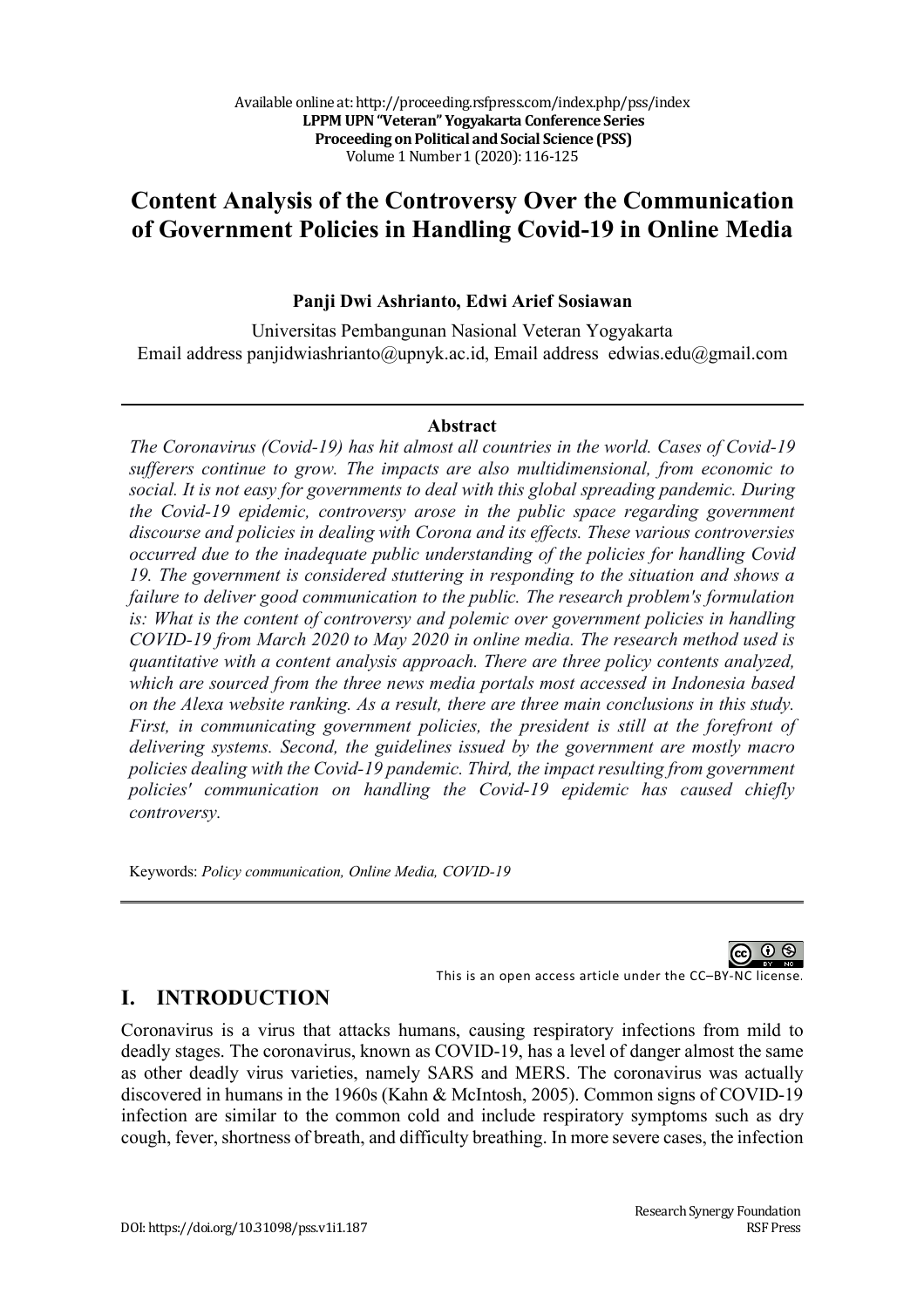# Content Analysis of the Controversy Over the Communication of Government Policies in Handling Covid-19 in Online Media

**Panji Dwi Ashrianto, Edwi Arief Sosiawan**

Universitas Pembangunan Nasional Veteran Yogyakarta
Email address panjidwiashrianto@upnyk.ac.id, Email address edwias.edu@gmail.com

**Abstract**

*The Coronavirus (Covid-19) has hit almost all countries in the world. Cases of Covid-19 sufferers continue to grow. The impacts are also multidimensional, from economic to social. It is not easy for governments to deal with this global spreading pandemic. During the Covid-19 epidemic, controversy arose in the public space regarding government discourse and policies in dealing with Corona and its effects. These various controversies occurred due to the inadequate public understanding of the policies for handling Covid 19. The government is considered stuttering in responding to the situation and shows a failure to deliver good communication to the public. The research problem's formulation is: What is the content of controversy and polemic over government policies in handling COVID-19 from March 2020 to May 2020 in online media. The research method used is quantitative with a content analysis approach. There are three policy contents analyzed, which are sourced from the three news media portals most accessed in Indonesia based on the Alexa website ranking. As a result, there are three main conclusions in this study. First, in communicating government policies, the president is still at the forefront of delivering systems. Second, the guidelines issued by the government are mostly macro policies dealing with the Covid-19 pandemic. Third, the impact resulting from government policies' communication on handling the Covid-19 epidemic has caused chiefly controversy.*

Keywords: *Policy communication, Online Media, COVID-19*

This is an open access article under the CC–BY-NC license.

## I. INTRODUCTION

Coronavirus is a virus that attacks humans, causing respiratory infections from mild to deadly stages. The coronavirus, known as COVID-19, has a level of danger almost the same as other deadly virus varieties, namely SARS and MERS. The coronavirus was actually discovered in humans in the 1960s (Kahn & McIntosh, 2005). Common signs of COVID-19 infection are similar to the common cold and include respiratory symptoms such as dry cough, fever, shortness of breath, and difficulty breathing. In more severe cases, the infection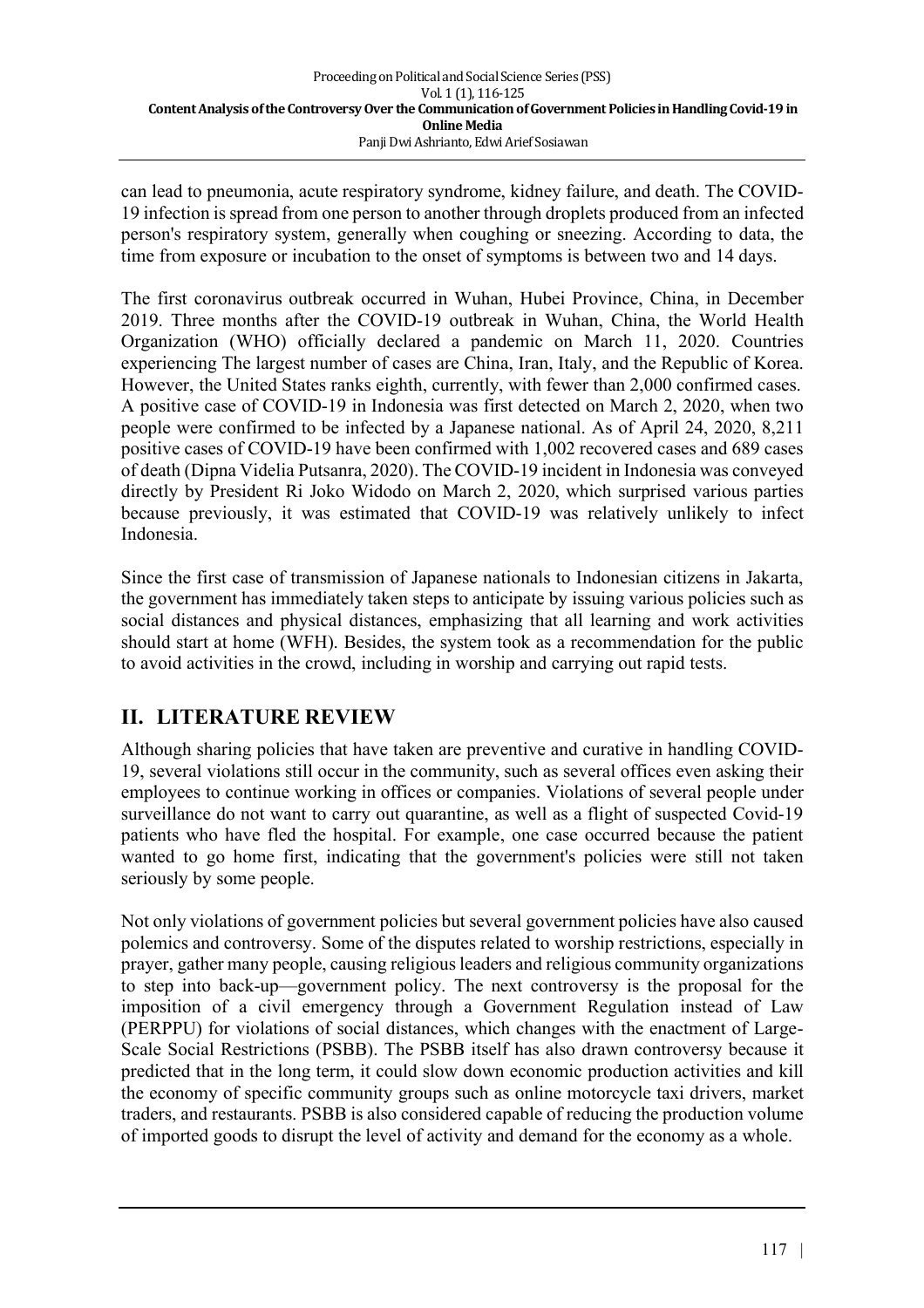can lead to pneumonia, acute respiratory syndrome, kidney failure, and death. The COVID-19 infection is spread from one person to another through droplets produced from an infected person's respiratory system, generally when coughing or sneezing. According to data, the time from exposure or incubation to the onset of symptoms is between two and 14 days.

The first coronavirus outbreak occurred in Wuhan, Hubei Province, China, in December 2019. Three months after the COVID-19 outbreak in Wuhan, China, the World Health Organization (WHO) officially declared a pandemic on March 11, 2020. Countries experiencing The largest number of cases are China, Iran, Italy, and the Republic of Korea. However, the United States ranks eighth, currently, with fewer than 2,000 confirmed cases. A positive case of COVID-19 in Indonesia was first detected on March 2, 2020, when two people were confirmed to be infected by a Japanese national. As of April 24, 2020, 8,211 positive cases of COVID-19 have been confirmed with 1,002 recovered cases and 689 cases of death (Dipna Videlia Putsanra, 2020). The COVID-19 incident in Indonesia was conveyed directly by President Ri Joko Widodo on March 2, 2020, which surprised various parties because previously, it was estimated that COVID-19 was relatively unlikely to infect Indonesia.

Since the first case of transmission of Japanese nationals to Indonesian citizens in Jakarta, the government has immediately taken steps to anticipate by issuing various policies such as social distances and physical distances, emphasizing that all learning and work activities should start at home (WFH). Besides, the system took as a recommendation for the public to avoid activities in the crowd, including in worship and carrying out rapid tests.

## II. LITERATURE REVIEW

Although sharing policies that have taken are preventive and curative in handling COVID-19, several violations still occur in the community, such as several offices even asking their employees to continue working in offices or companies. Violations of several people under surveillance do not want to carry out quarantine, as well as a flight of suspected Covid-19 patients who have fled the hospital. For example, one case occurred because the patient wanted to go home first, indicating that the government's policies were still not taken seriously by some people.

Not only violations of government policies but several government policies have also caused polemics and controversy. Some of the disputes related to worship restrictions, especially in prayer, gather many people, causing religious leaders and religious community organizations to step into back-up—government policy. The next controversy is the proposal for the imposition of a civil emergency through a Government Regulation instead of Law (PERPPU) for violations of social distances, which changes with the enactment of Large-Scale Social Restrictions (PSBB). The PSBB itself has also drawn controversy because it predicted that in the long term, it could slow down economic production activities and kill the economy of specific community groups such as online motorcycle taxi drivers, market traders, and restaurants. PSBB is also considered capable of reducing the production volume of imported goods to disrupt the level of activity and demand for the economy as a whole.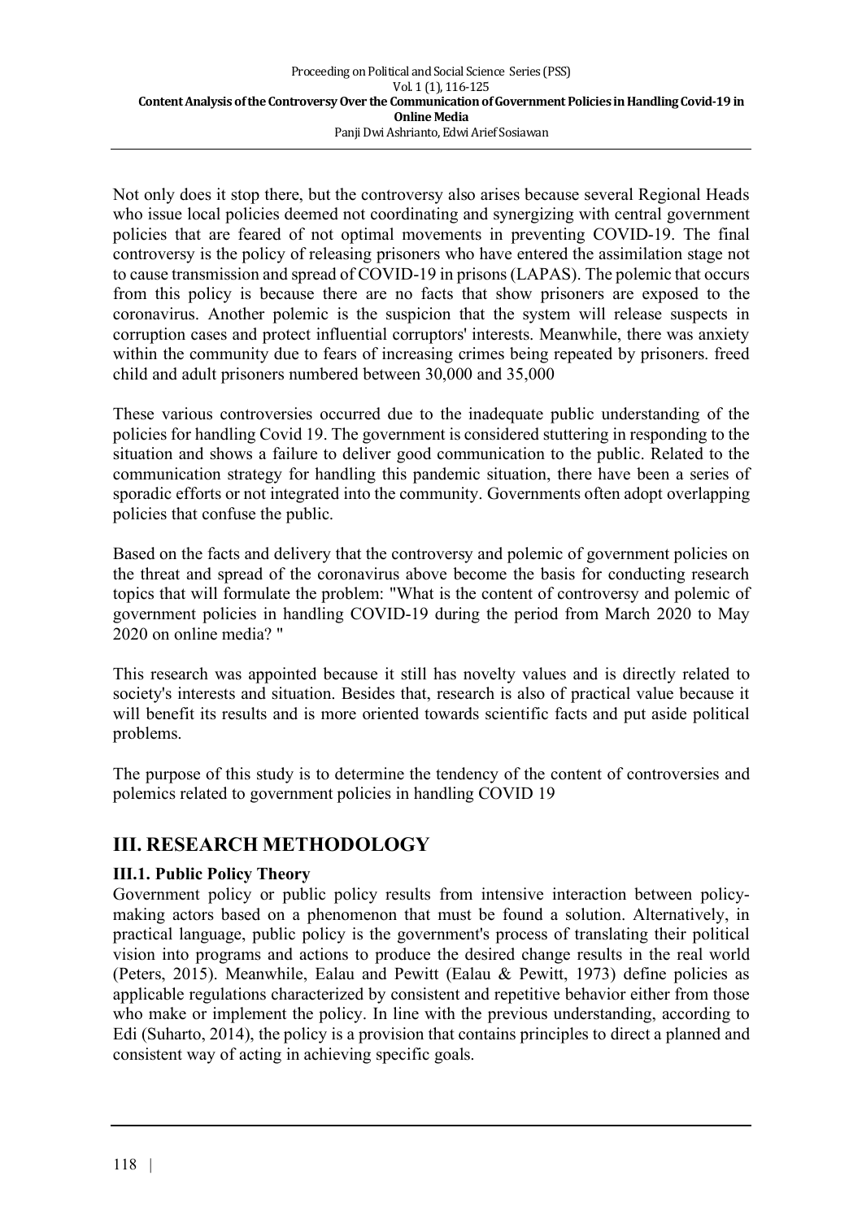Not only does it stop there, but the controversy also arises because several Regional Heads who issue local policies deemed not coordinating and synergizing with central government policies that are feared of not optimal movements in preventing COVID-19. The final controversy is the policy of releasing prisoners who have entered the assimilation stage not to cause transmission and spread of COVID-19 in prisons (LAPAS). The polemic that occurs from this policy is because there are no facts that show prisoners are exposed to the coronavirus. Another polemic is the suspicion that the system will release suspects in corruption cases and protect influential corruptors' interests. Meanwhile, there was anxiety within the community due to fears of increasing crimes being repeated by prisoners. freed child and adult prisoners numbered between 30,000 and 35,000

These various controversies occurred due to the inadequate public understanding of the policies for handling Covid 19. The government is considered stuttering in responding to the situation and shows a failure to deliver good communication to the public. Related to the communication strategy for handling this pandemic situation, there have been a series of sporadic efforts or not integrated into the community. Governments often adopt overlapping policies that confuse the public.

Based on the facts and delivery that the controversy and polemic of government policies on the threat and spread of the coronavirus above become the basis for conducting research topics that will formulate the problem: "What is the content of controversy and polemic of government policies in handling COVID-19 during the period from March 2020 to May 2020 on online media? "

This research was appointed because it still has novelty values and is directly related to society's interests and situation. Besides that, research is also of practical value because it will benefit its results and is more oriented towards scientific facts and put aside political problems.

The purpose of this study is to determine the tendency of the content of controversies and polemics related to government policies in handling COVID 19

## III. RESEARCH METHODOLOGY

### III.1. Public Policy Theory

Government policy or public policy results from intensive interaction between policy-making actors based on a phenomenon that must be found a solution. Alternatively, in practical language, public policy is the government's process of translating their political vision into programs and actions to produce the desired change results in the real world (Peters, 2015). Meanwhile, Ealau and Pewitt (Ealau & Pewitt, 1973) define policies as applicable regulations characterized by consistent and repetitive behavior either from those who make or implement the policy. In line with the previous understanding, according to Edi (Suharto, 2014), the policy is a provision that contains principles to direct a planned and consistent way of acting in achieving specific goals.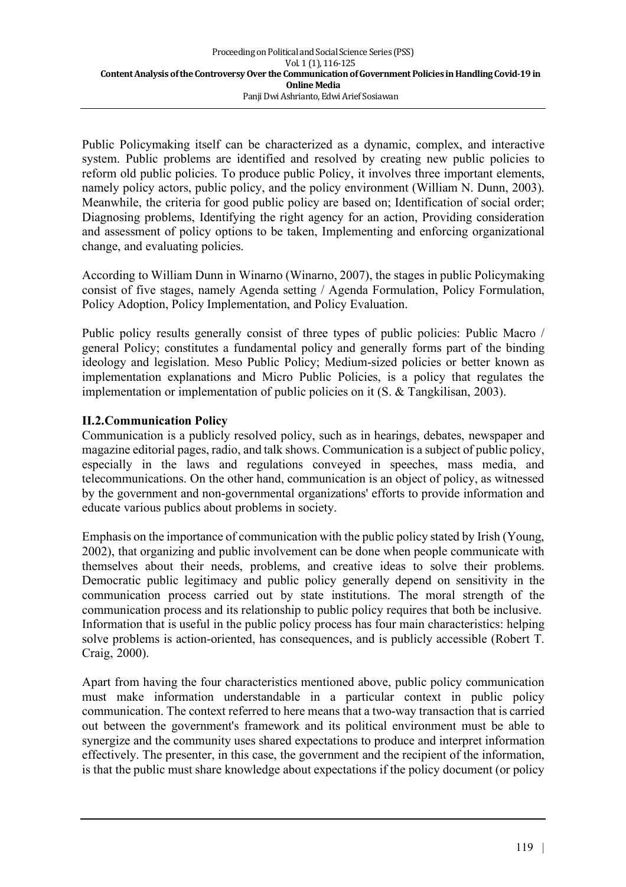Public Policymaking itself can be characterized as a dynamic, complex, and interactive system. Public problems are identified and resolved by creating new public policies to reform old public policies. To produce public Policy, it involves three important elements, namely policy actors, public policy, and the policy environment (William N. Dunn, 2003). Meanwhile, the criteria for good public policy are based on; Identification of social order; Diagnosing problems, Identifying the right agency for an action, Providing consideration and assessment of policy options to be taken, Implementing and enforcing organizational change, and evaluating policies.

According to William Dunn in Winarno (Winarno, 2007), the stages in public Policymaking consist of five stages, namely Agenda setting / Agenda Formulation, Policy Formulation, Policy Adoption, Policy Implementation, and Policy Evaluation.

Public policy results generally consist of three types of public policies: Public Macro / general Policy; constitutes a fundamental policy and generally forms part of the binding ideology and legislation. Meso Public Policy; Medium-sized policies or better known as implementation explanations and Micro Public Policies, is a policy that regulates the implementation or implementation of public policies on it (S. & Tangkilisan, 2003).

## II.2.Communication Policy

Communication is a publicly resolved policy, such as in hearings, debates, newspaper and magazine editorial pages, radio, and talk shows. Communication is a subject of public policy, especially in the laws and regulations conveyed in speeches, mass media, and telecommunications. On the other hand, communication is an object of policy, as witnessed by the government and non-governmental organizations' efforts to provide information and educate various publics about problems in society.

Emphasis on the importance of communication with the public policy stated by Irish (Young, 2002), that organizing and public involvement can be done when people communicate with themselves about their needs, problems, and creative ideas to solve their problems. Democratic public legitimacy and public policy generally depend on sensitivity in the communication process carried out by state institutions. The moral strength of the communication process and its relationship to public policy requires that both be inclusive. Information that is useful in the public policy process has four main characteristics: helping solve problems is action-oriented, has consequences, and is publicly accessible (Robert T. Craig, 2000).

Apart from having the four characteristics mentioned above, public policy communication must make information understandable in a particular context in public policy communication. The context referred to here means that a two-way transaction that is carried out between the government's framework and its political environment must be able to synergize and the community uses shared expectations to produce and interpret information effectively. The presenter, in this case, the government and the recipient of the information, is that the public must share knowledge about expectations if the policy document (or policy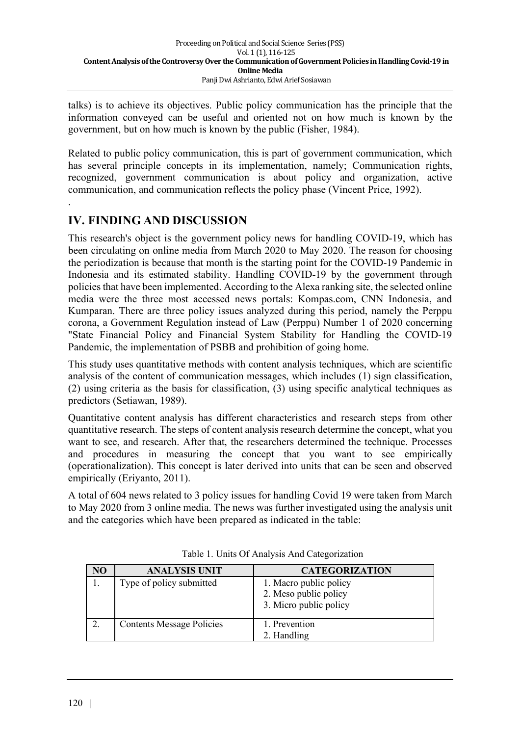talks) is to achieve its objectives. Public policy communication has the principle that the information conveyed can be useful and oriented not on how much is known by the government, but on how much is known by the public (Fisher, 1984).

Related to public policy communication, this is part of government communication, which has several principle concepts in its implementation, namely; Communication rights, recognized, government communication is about policy and organization, active communication, and communication reflects the policy phase (Vincent Price, 1992).

.

## IV. FINDING AND DISCUSSION

This research's object is the government policy news for handling COVID-19, which has been circulating on online media from March 2020 to May 2020. The reason for choosing the periodization is because that month is the starting point for the COVID-19 Pandemic in Indonesia and its estimated stability. Handling COVID-19 by the government through policies that have been implemented. According to the Alexa ranking site, the selected online media were the three most accessed news portals: Kompas.com, CNN Indonesia, and Kumparan. There are three policy issues analyzed during this period, namely the Perppu corona, a Government Regulation instead of Law (Perppu) Number 1 of 2020 concerning "State Financial Policy and Financial System Stability for Handling the COVID-19 Pandemic, the implementation of PSBB and prohibition of going home.

This study uses quantitative methods with content analysis techniques, which are scientific analysis of the content of communication messages, which includes (1) sign classification, (2) using criteria as the basis for classification, (3) using specific analytical techniques as predictors (Setiawan, 1989).

Quantitative content analysis has different characteristics and research steps from other quantitative research. The steps of content analysis research determine the concept, what you want to see, and research. After that, the researchers determined the technique. Processes and procedures in measuring the concept that you want to see empirically (operationalization). This concept is later derived into units that can be seen and observed empirically (Eriyanto, 2011).

A total of 604 news related to 3 policy issues for handling Covid 19 were taken from March to May 2020 from 3 online media. The news was further investigated using the analysis unit and the categories which have been prepared as indicated in the table:

Table 1. Units Of Analysis And Categorization

| NO | ANALYSIS UNIT | CATEGORIZATION |
|---|---|---|
| 1. | Type of policy submitted | 1. Macro public policy<br>2. Meso public policy<br>3. Micro public policy |
| 2. | Contents Message Policies | 1. Prevention<br>2. Handling |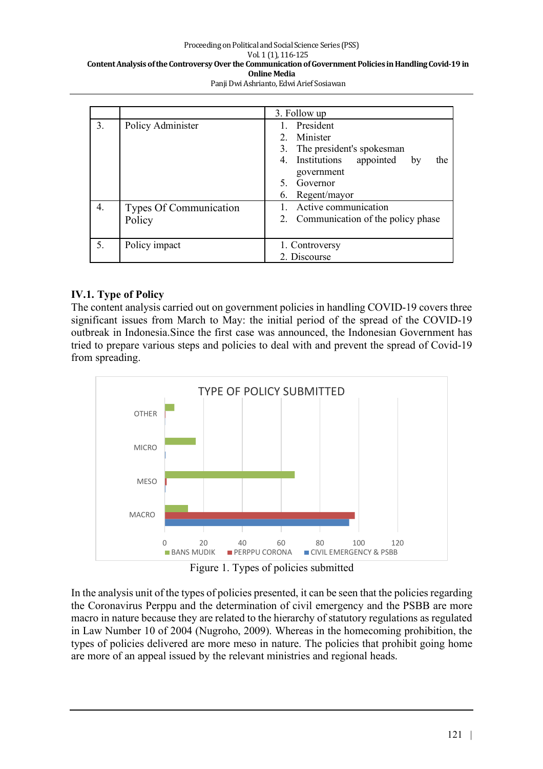| | | 3. Follow up |
|---|---|---|
| 3. | Policy Administer | 1. President<br>2. Minister<br>3. The president's spokesman<br>4. Institutions appointed by the government<br>5. Governor<br>6. Regent/mayor |
| 4. | Types Of Communication Policy | 1. Active communication<br>2. Communication of the policy phase |
| 5. | Policy impact | 1. Controversy<br>2. Discourse |

### IV.1. Type of Policy

The content analysis carried out on government policies in handling COVID-19 covers three significant issues from March to May: the initial period of the spread of the COVID-19 outbreak in Indonesia.Since the first case was announced, the Indonesian Government has tried to prepare various steps and policies to deal with and prevent the spread of Covid-19 from spreading.

TYPE OF POLICY SUBMITTED

| | BANS MUDIK | PERPPU CORONA | CIVIL EMERGENCY & PSBB |
|---|---|---|---|
| OTHER | 5 | 0 | 0 |
| MICRO | 16 | 0 | 0 |
| MESO | 67 | 1 | 0 |
| MACRO | 12 | 98 | 95 |

Figure 1. Types of policies submitted

In the analysis unit of the types of policies presented, it can be seen that the policies regarding the Coronavirus Perppu and the determination of civil emergency and the PSBB are more macro in nature because they are related to the hierarchy of statutory regulations as regulated in Law Number 10 of 2004 (Nugroho, 2009). Whereas in the homecoming prohibition, the types of policies delivered are more meso in nature. The policies that prohibit going home are more of an appeal issued by the relevant ministries and regional heads.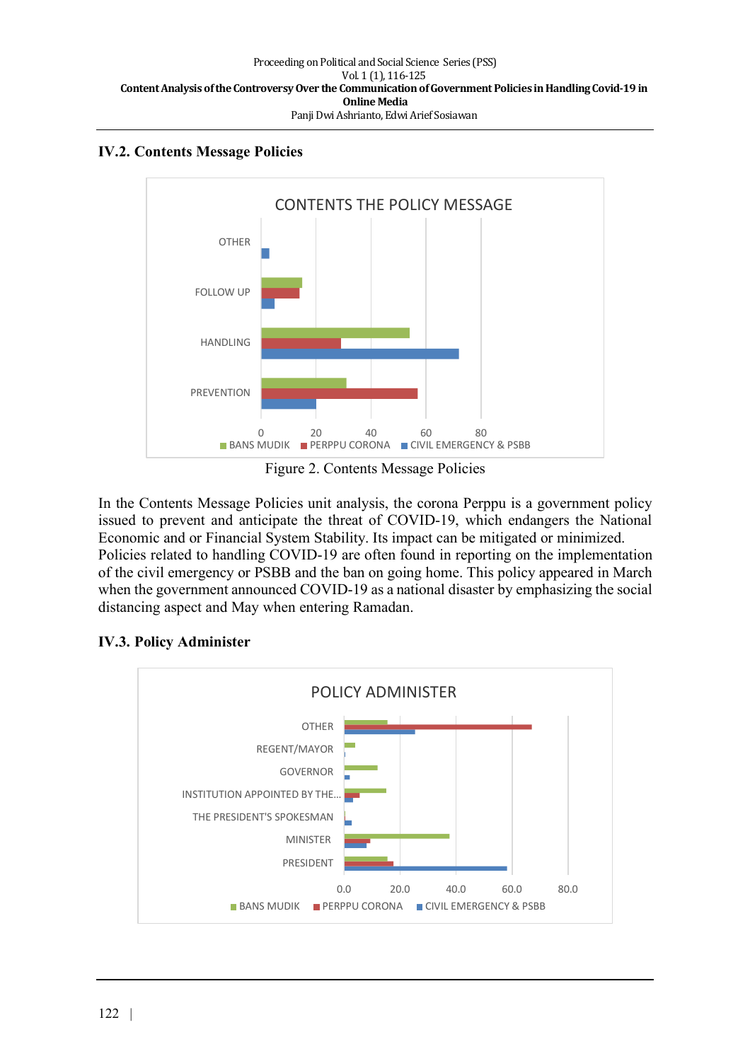## IV.2. Contents Message Policies

Figure 2. Contents Message Policies

In the Contents Message Policies unit analysis, the corona Perppu is a government policy issued to prevent and anticipate the threat of COVID-19, which endangers the National Economic and or Financial System Stability. Its impact can be mitigated or minimized. Policies related to handling COVID-19 are often found in reporting on the implementation of the civil emergency or PSBB and the ban on going home. This policy appeared in March when the government announced COVID-19 as a national disaster by emphasizing the social distancing aspect and May when entering Ramadan.

## IV.3. Policy Administer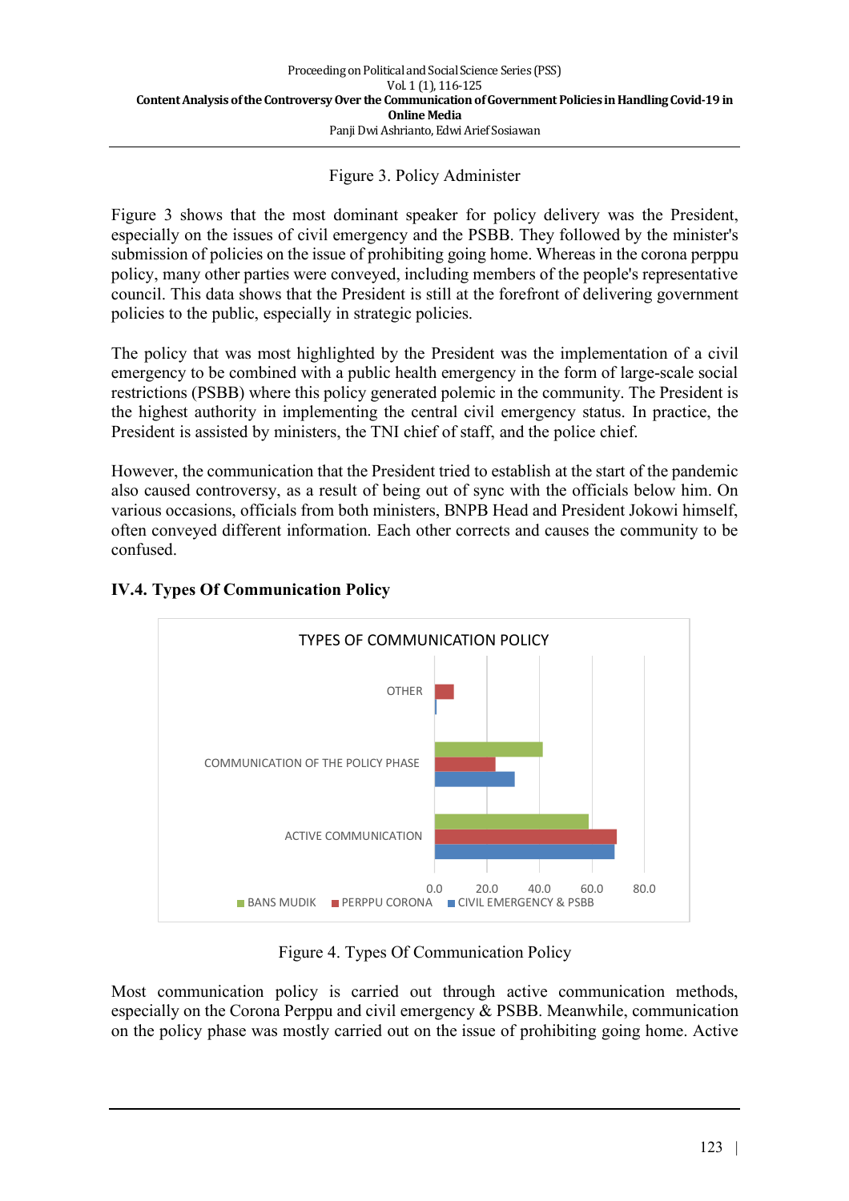Figure 3. Policy Administer

Figure 3 shows that the most dominant speaker for policy delivery was the President, especially on the issues of civil emergency and the PSBB. They followed by the minister's submission of policies on the issue of prohibiting going home. Whereas in the corona perppu policy, many other parties were conveyed, including members of the people's representative council. This data shows that the President is still at the forefront of delivering government policies to the public, especially in strategic policies.

The policy that was most highlighted by the President was the implementation of a civil emergency to be combined with a public health emergency in the form of large-scale social restrictions (PSBB) where this policy generated polemic in the community. The President is the highest authority in implementing the central civil emergency status. In practice, the President is assisted by ministers, the TNI chief of staff, and the police chief.

However, the communication that the President tried to establish at the start of the pandemic also caused controversy, as a result of being out of sync with the officials below him. On various occasions, officials from both ministers, BNPB Head and President Jokowi himself, often conveyed different information. Each other corrects and causes the community to be confused.

### IV.4. Types Of Communication Policy

Figure 4. Types Of Communication Policy

Most communication policy is carried out through active communication methods, especially on the Corona Perppu and civil emergency & PSBB. Meanwhile, communication on the policy phase was mostly carried out on the issue of prohibiting going home. Active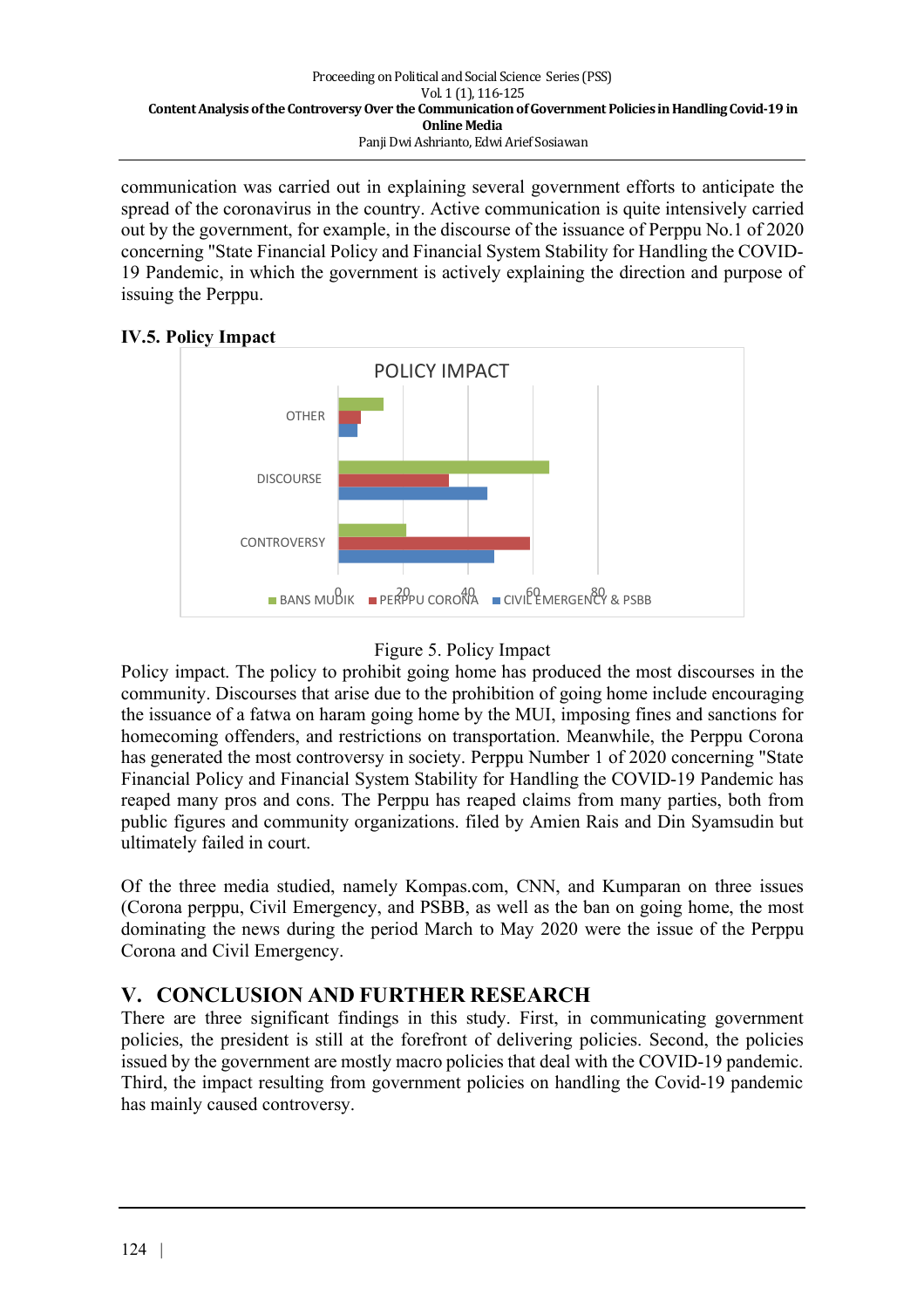communication was carried out in explaining several government efforts to anticipate the spread of the coronavirus in the country. Active communication is quite intensively carried out by the government, for example, in the discourse of the issuance of Perppu No.1 of 2020 concerning "State Financial Policy and Financial System Stability for Handling the COVID-19 Pandemic, in which the government is actively explaining the direction and purpose of issuing the Perppu.

### IV.5. Policy Impact

Figure 5. Policy Impact

Policy impact. The policy to prohibit going home has produced the most discourses in the community. Discourses that arise due to the prohibition of going home include encouraging the issuance of a fatwa on haram going home by the MUI, imposing fines and sanctions for homecoming offenders, and restrictions on transportation. Meanwhile, the Perppu Corona has generated the most controversy in society. Perppu Number 1 of 2020 concerning "State Financial Policy and Financial System Stability for Handling the COVID-19 Pandemic has reaped many pros and cons. The Perppu has reaped claims from many parties, both from public figures and community organizations. filed by Amien Rais and Din Syamsudin but ultimately failed in court.

Of the three media studied, namely Kompas.com, CNN, and Kumparan on three issues (Corona perppu, Civil Emergency, and PSBB, as well as the ban on going home, the most dominating the news during the period March to May 2020 were the issue of the Perppu Corona and Civil Emergency.

## V. CONCLUSION AND FURTHER RESEARCH

There are three significant findings in this study. First, in communicating government policies, the president is still at the forefront of delivering policies. Second, the policies issued by the government are mostly macro policies that deal with the COVID-19 pandemic. Third, the impact resulting from government policies on handling the Covid-19 pandemic has mainly caused controversy.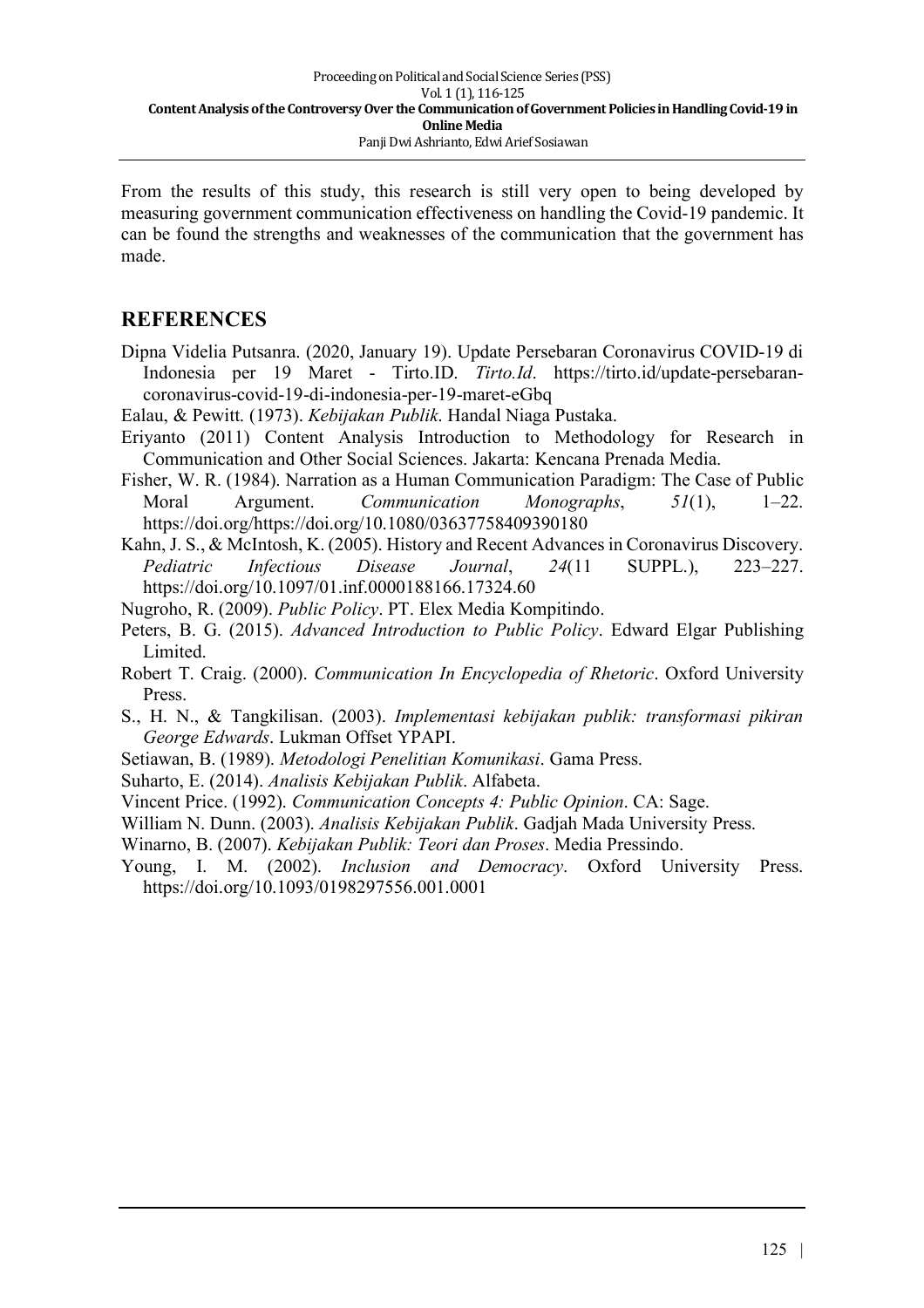From the results of this study, this research is still very open to being developed by measuring government communication effectiveness on handling the Covid-19 pandemic. It can be found the strengths and weaknesses of the communication that the government has made.

## REFERENCES

Dipna Videlia Putsanra. (2020, January 19). Update Persebaran Coronavirus COVID-19 di Indonesia per 19 Maret - Tirto.ID. *Tirto.Id*. https://tirto.id/update-persebaran-coronavirus-covid-19-di-indonesia-per-19-maret-eGbq

Ealau, & Pewitt. (1973). *Kebijakan Publik*. Handal Niaga Pustaka.

Eriyanto (2011) Content Analysis Introduction to Methodology for Research in Communication and Other Social Sciences. Jakarta: Kencana Prenada Media.

Fisher, W. R. (1984). Narration as a Human Communication Paradigm: The Case of Public Moral Argument. *Communication Monographs*, *51*(1), 1–22. https://doi.org/https://doi.org/10.1080/03637758409390180

Kahn, J. S., & McIntosh, K. (2005). History and Recent Advances in Coronavirus Discovery. *Pediatric Infectious Disease Journal*, *24*(11 SUPPL.), 223–227. https://doi.org/10.1097/01.inf.0000188166.17324.60

Nugroho, R. (2009). *Public Policy*. PT. Elex Media Kompitindo.

Peters, B. G. (2015). *Advanced Introduction to Public Policy*. Edward Elgar Publishing Limited.

Robert T. Craig. (2000). *Communication In Encyclopedia of Rhetoric*. Oxford University Press.

S., H. N., & Tangkilisan. (2003). *Implementasi kebijakan publik: transformasi pikiran George Edwards*. Lukman Offset YPAPI.

Setiawan, B. (1989). *Metodologi Penelitian Komunikasi*. Gama Press.

Suharto, E. (2014). *Analisis Kebijakan Publik*. Alfabeta.

Vincent Price. (1992). *Communication Concepts 4: Public Opinion*. CA: Sage.

William N. Dunn. (2003). *Analisis Kebijakan Publik*. Gadjah Mada University Press.

Winarno, B. (2007). *Kebijakan Publik: Teori dan Proses*. Media Pressindo.

Young, I. M. (2002). *Inclusion and Democracy*. Oxford University Press. https://doi.org/10.1093/0198297556.001.0001